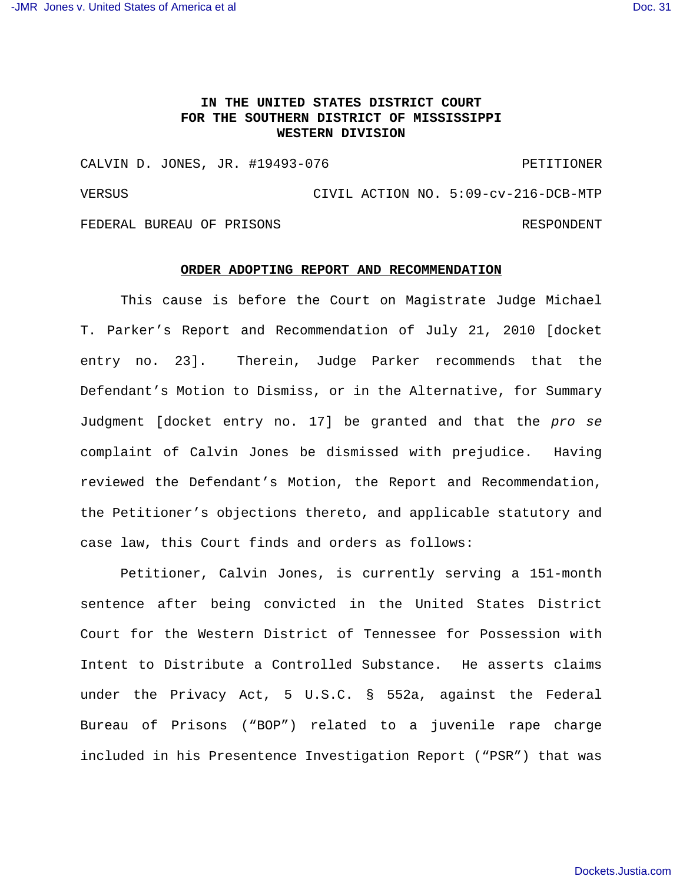**IN THE UNITED STATES DISTRICT COURT**
**FOR THE SOUTHERN DISTRICT OF MISSISSIPPI**
**WESTERN DIVISION**

CALVIN D. JONES, JR. #19493-076 PETITIONER

VERSUS CIVIL ACTION NO. 5:09-cv-216-DCB-MTP

FEDERAL BUREAU OF PRISONS RESPONDENT

**ORDER ADOPTING REPORT AND RECOMMENDATION**

This cause is before the Court on Magistrate Judge Michael T. Parker's Report and Recommendation of July 21, 2010 [docket entry no. 23]. Therein, Judge Parker recommends that the Defendant's Motion to Dismiss, or in the Alternative, for Summary Judgment [docket entry no. 17] be granted and that the *pro se* complaint of Calvin Jones be dismissed with prejudice. Having reviewed the Defendant's Motion, the Report and Recommendation, the Petitioner's objections thereto, and applicable statutory and case law, this Court finds and orders as follows:

Petitioner, Calvin Jones, is currently serving a 151-month sentence after being convicted in the United States District Court for the Western District of Tennessee for Possession with Intent to Distribute a Controlled Substance. He asserts claims under the Privacy Act, 5 U.S.C. § 552a, against the Federal Bureau of Prisons ("BOP") related to a juvenile rape charge included in his Presentence Investigation Report ("PSR") that was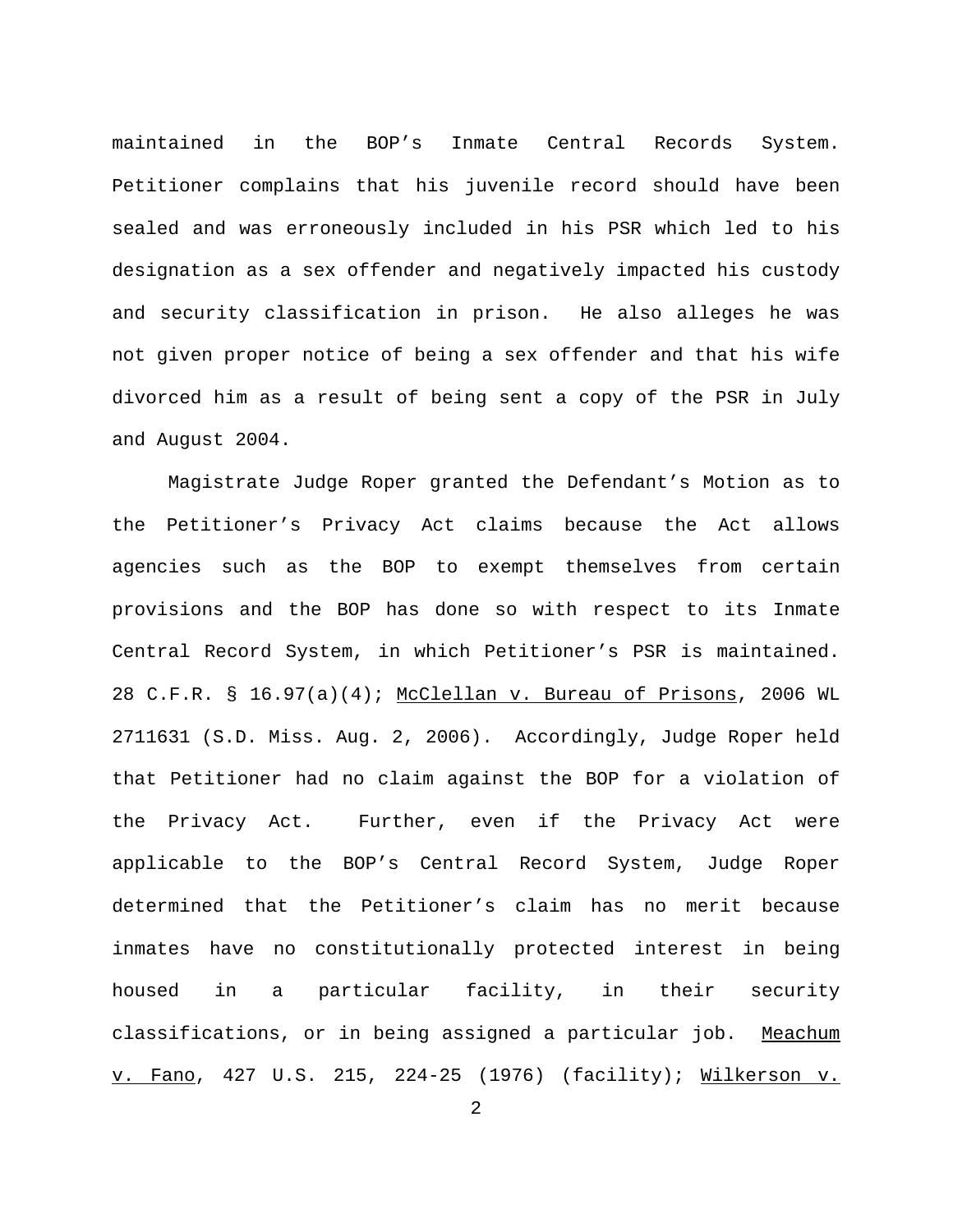maintained in the BOP's Inmate Central Records System. Petitioner complains that his juvenile record should have been sealed and was erroneously included in his PSR which led to his designation as a sex offender and negatively impacted his custody and security classification in prison. He also alleges he was not given proper notice of being a sex offender and that his wife divorced him as a result of being sent a copy of the PSR in July and August 2004.

Magistrate Judge Roper granted the Defendant's Motion as to the Petitioner's Privacy Act claims because the Act allows agencies such as the BOP to exempt themselves from certain provisions and the BOP has done so with respect to its Inmate Central Record System, in which Petitioner's PSR is maintained. 28 C.F.R. § 16.97(a)(4); McClellan v. Bureau of Prisons, 2006 WL 2711631 (S.D. Miss. Aug. 2, 2006). Accordingly, Judge Roper held that Petitioner had no claim against the BOP for a violation of the Privacy Act. Further, even if the Privacy Act were applicable to the BOP's Central Record System, Judge Roper determined that the Petitioner's claim has no merit because inmates have no constitutionally protected interest in being housed in a particular facility, in their security classifications, or in being assigned a particular job. Meachum v. Fano, 427 U.S. 215, 224-25 (1976) (facility); Wilkerson v.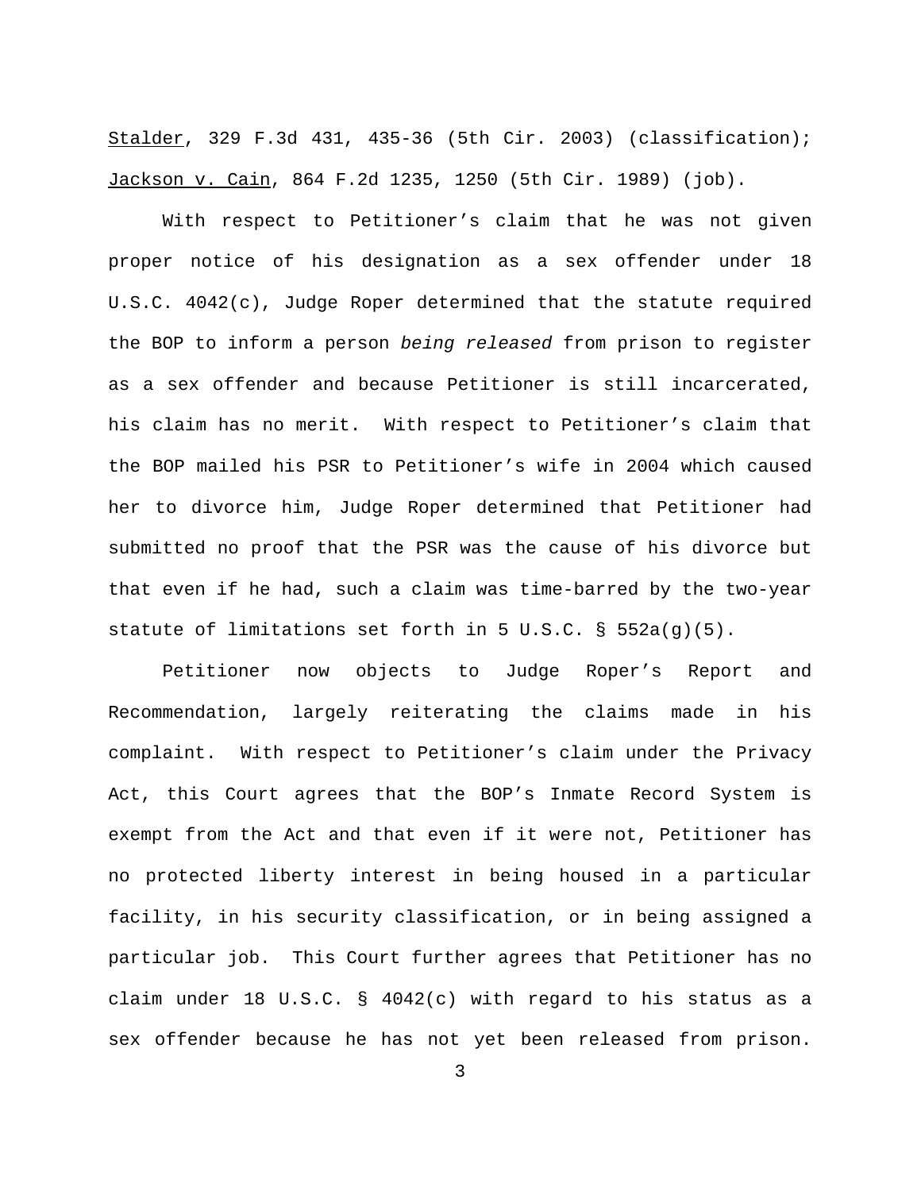Stalder, 329 F.3d 431, 435-36 (5th Cir. 2003) (classification); Jackson v. Cain, 864 F.2d 1235, 1250 (5th Cir. 1989) (job).

With respect to Petitioner's claim that he was not given proper notice of his designation as a sex offender under 18 U.S.C. 4042(c), Judge Roper determined that the statute required the BOP to inform a person *being released* from prison to register as a sex offender and because Petitioner is still incarcerated, his claim has no merit. With respect to Petitioner's claim that the BOP mailed his PSR to Petitioner's wife in 2004 which caused her to divorce him, Judge Roper determined that Petitioner had submitted no proof that the PSR was the cause of his divorce but that even if he had, such a claim was time-barred by the two-year statute of limitations set forth in 5 U.S.C. § 552a(g)(5).

Petitioner now objects to Judge Roper's Report and Recommendation, largely reiterating the claims made in his complaint. With respect to Petitioner's claim under the Privacy Act, this Court agrees that the BOP's Inmate Record System is exempt from the Act and that even if it were not, Petitioner has no protected liberty interest in being housed in a particular facility, in his security classification, or in being assigned a particular job. This Court further agrees that Petitioner has no claim under 18 U.S.C. § 4042(c) with regard to his status as a sex offender because he has not yet been released from prison.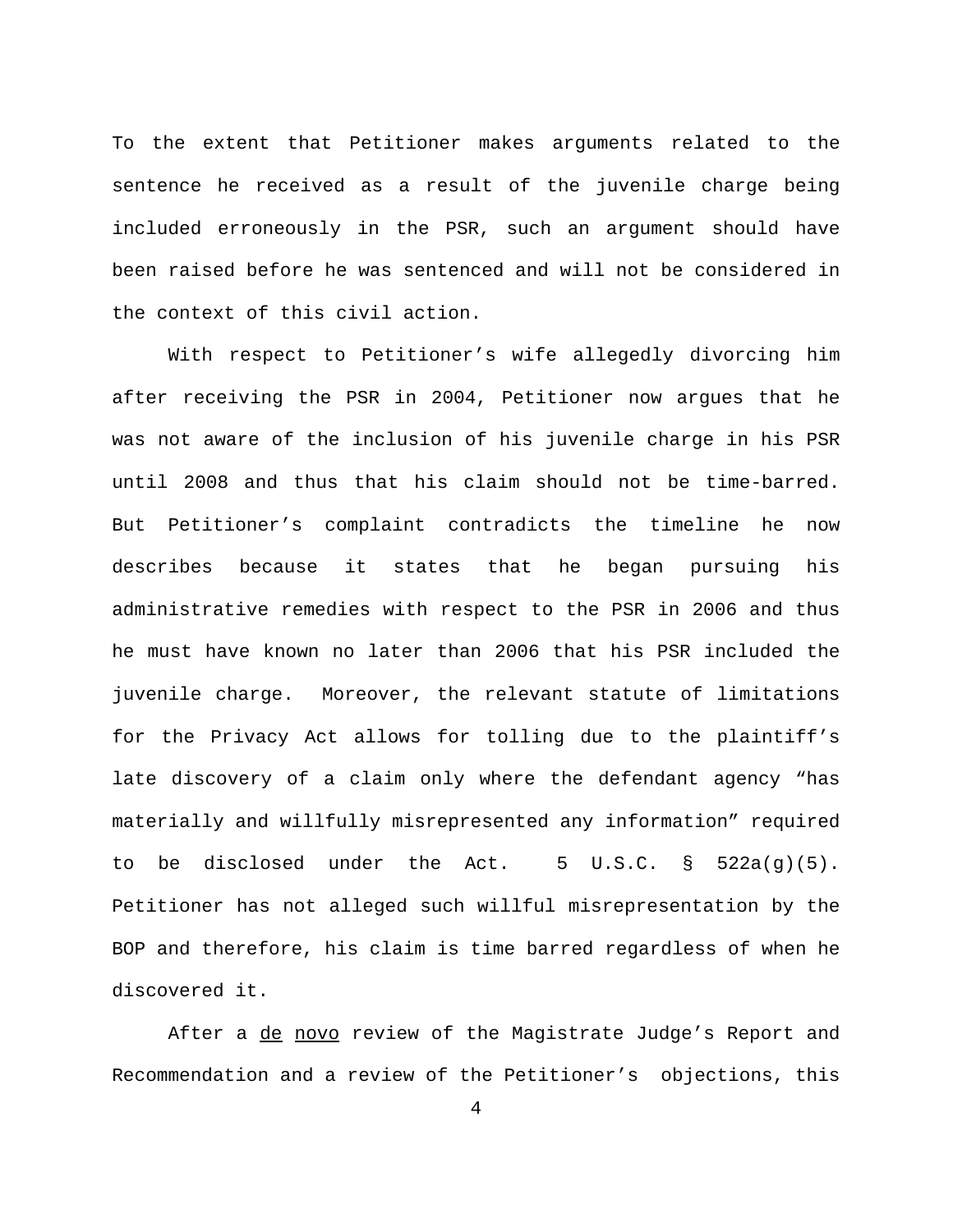To the extent that Petitioner makes arguments related to the sentence he received as a result of the juvenile charge being included erroneously in the PSR, such an argument should have been raised before he was sentenced and will not be considered in the context of this civil action.

With respect to Petitioner's wife allegedly divorcing him after receiving the PSR in 2004, Petitioner now argues that he was not aware of the inclusion of his juvenile charge in his PSR until 2008 and thus that his claim should not be time-barred. But Petitioner's complaint contradicts the timeline he now describes because it states that he began pursuing his administrative remedies with respect to the PSR in 2006 and thus he must have known no later than 2006 that his PSR included the juvenile charge. Moreover, the relevant statute of limitations for the Privacy Act allows for tolling due to the plaintiff's late discovery of a claim only where the defendant agency "has materially and willfully misrepresented any information" required to be disclosed under the Act. 5 U.S.C. § 522a(g)(5). Petitioner has not alleged such willful misrepresentation by the BOP and therefore, his claim is time barred regardless of when he discovered it.

After a de novo review of the Magistrate Judge's Report and Recommendation and a review of the Petitioner's objections, this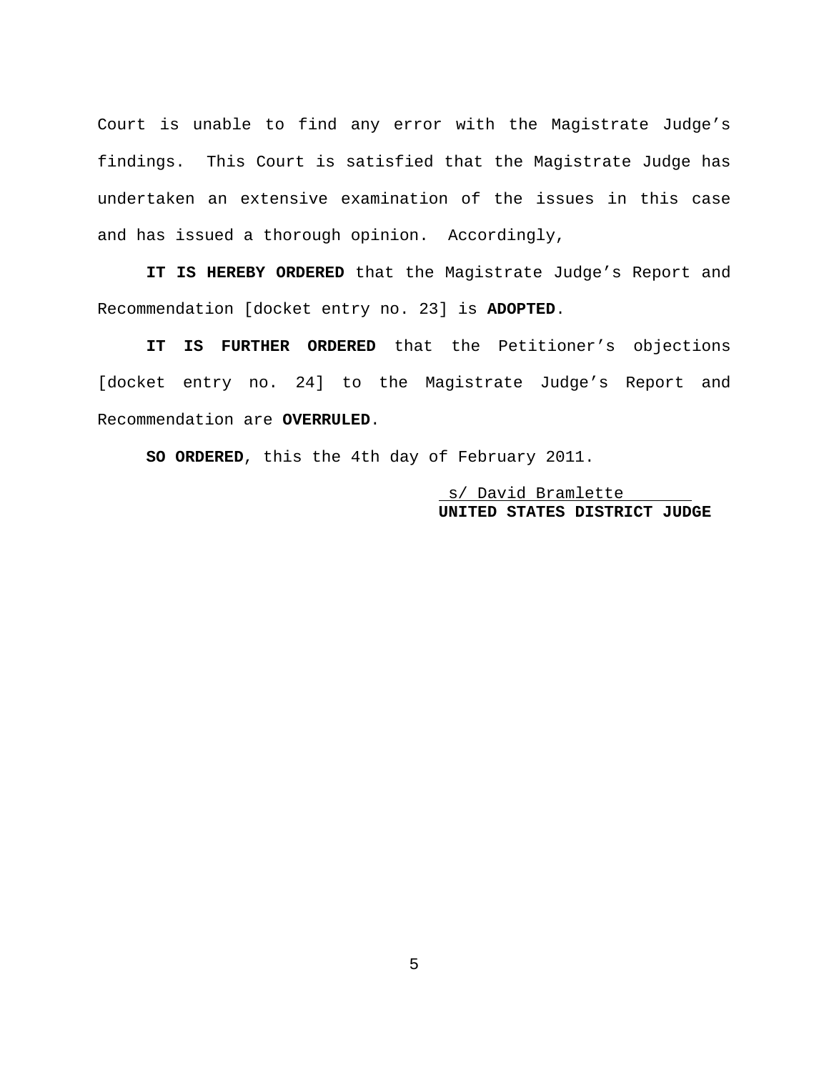Court is unable to find any error with the Magistrate Judge's findings. This Court is satisfied that the Magistrate Judge has undertaken an extensive examination of the issues in this case and has issued a thorough opinion. Accordingly,

**IT IS HEREBY ORDERED** that the Magistrate Judge's Report and Recommendation [docket entry no. 23] is **ADOPTED**.

**IT IS FURTHER ORDERED** that the Petitioner's objections [docket entry no. 24] to the Magistrate Judge's Report and Recommendation are **OVERRULED**.

**SO ORDERED**, this the 4th day of February 2011.

s/ David Bramlette
**UNITED STATES DISTRICT JUDGE**